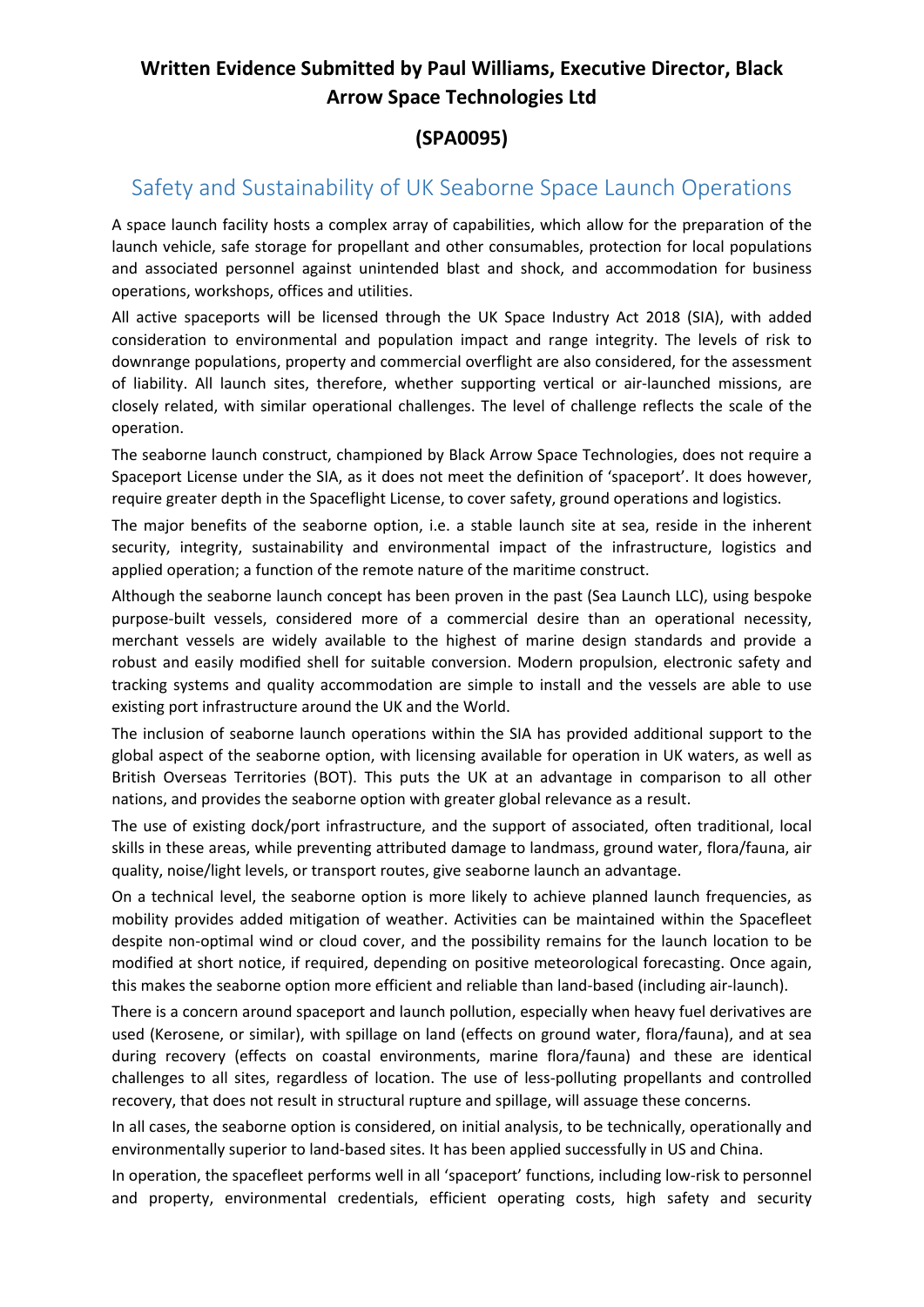# Written Evidence Submitted by Paul Williams, Executive Director, Black Arrow Space Technologies Ltd

## (SPA0095)

## Safety and Sustainability of UK Seaborne Space Launch Operations

A space launch facility hosts a complex array of capabilities, which allow for the preparation of the launch vehicle, safe storage for propellant and other consumables, protection for local populations and associated personnel against unintended blast and shock, and accommodation for business operations, workshops, offices and utilities.

All active spaceports will be licensed through the UK Space Industry Act 2018 (SIA), with added consideration to environmental and population impact and range integrity. The levels of risk to downrange populations, property and commercial overflight are also considered, for the assessment of liability. All launch sites, therefore, whether supporting vertical or air-launched missions, are closely related, with similar operational challenges. The level of challenge reflects the scale of the operation.

The seaborne launch construct, championed by Black Arrow Space Technologies, does not require a Spaceport License under the SIA, as it does not meet the definition of 'spaceport'. It does however, require greater depth in the Spaceflight License, to cover safety, ground operations and logistics.

The major benefits of the seaborne option, i.e. a stable launch site at sea, reside in the inherent security, integrity, sustainability and environmental impact of the infrastructure, logistics and applied operation; a function of the remote nature of the maritime construct.

Although the seaborne launch concept has been proven in the past (Sea Launch LLC), using bespoke purpose-built vessels, considered more of a commercial desire than an operational necessity, merchant vessels are widely available to the highest of marine design standards and provide a robust and easily modified shell for suitable conversion. Modern propulsion, electronic safety and tracking systems and quality accommodation are simple to install and the vessels are able to use existing port infrastructure around the UK and the World.

The inclusion of seaborne launch operations within the SIA has provided additional support to the global aspect of the seaborne option, with licensing available for operation in UK waters, as well as British Overseas Territories (BOT). This puts the UK at an advantage in comparison to all other nations, and provides the seaborne option with greater global relevance as a result.

The use of existing dock/port infrastructure, and the support of associated, often traditional, local skills in these areas, while preventing attributed damage to landmass, ground water, flora/fauna, air quality, noise/light levels, or transport routes, give seaborne launch an advantage.

On a technical level, the seaborne option is more likely to achieve planned launch frequencies, as mobility provides added mitigation of weather. Activities can be maintained within the Spacefleet despite non-optimal wind or cloud cover, and the possibility remains for the launch location to be modified at short notice, if required, depending on positive meteorological forecasting. Once again, this makes the seaborne option more efficient and reliable than land-based (including air-launch).

There is a concern around spaceport and launch pollution, especially when heavy fuel derivatives are used (Kerosene, or similar), with spillage on land (effects on ground water, flora/fauna), and at sea during recovery (effects on coastal environments, marine flora/fauna) and these are identical challenges to all sites, regardless of location. The use of less-polluting propellants and controlled recovery, that does not result in structural rupture and spillage, will assuage these concerns.

In all cases, the seaborne option is considered, on initial analysis, to be technically, operationally and environmentally superior to land-based sites. It has been applied successfully in US and China.

In operation, the spacefleet performs well in all 'spaceport' functions, including low-risk to personnel and property, environmental credentials, efficient operating costs, high safety and security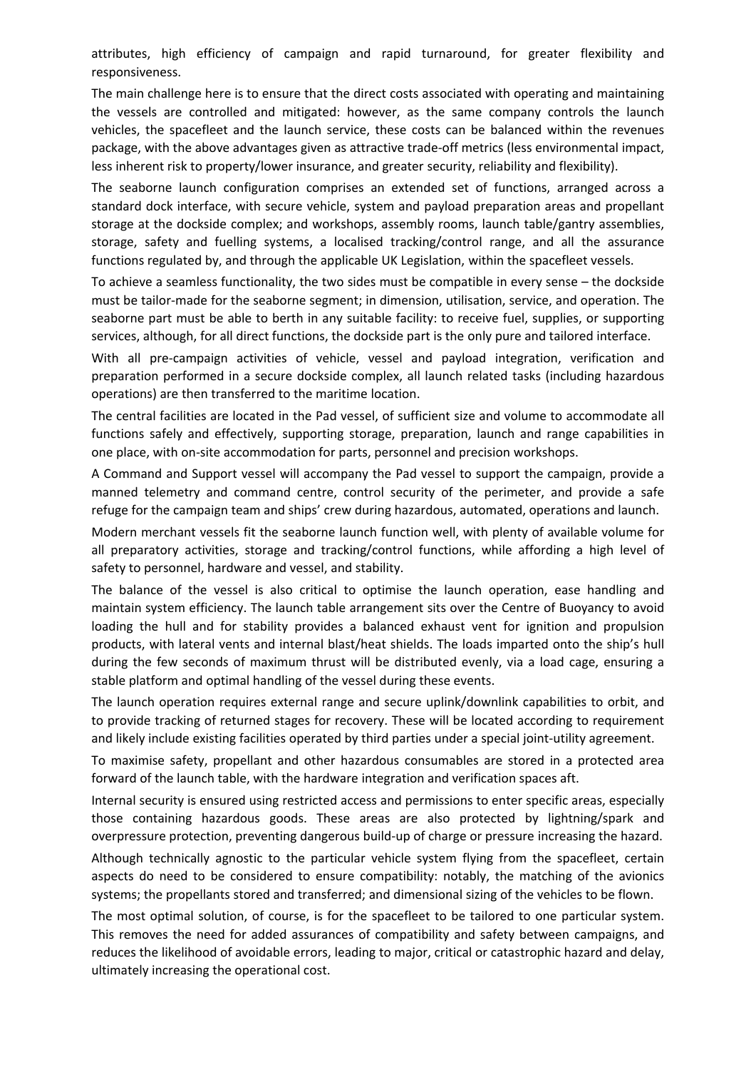attributes, high efficiency of campaign and rapid turnaround, for greater flexibility and responsiveness.

The main challenge here is to ensure that the direct costs associated with operating and maintaining the vessels are controlled and mitigated: however, as the same company controls the launch vehicles, the spacefleet and the launch service, these costs can be balanced within the revenues package, with the above advantages given as attractive trade-off metrics (less environmental impact, less inherent risk to property/lower insurance, and greater security, reliability and flexibility).

The seaborne launch configuration comprises an extended set of functions, arranged across a standard dock interface, with secure vehicle, system and payload preparation areas and propellant storage at the dockside complex; and workshops, assembly rooms, launch table/gantry assemblies, storage, safety and fuelling systems, a localised tracking/control range, and all the assurance functions regulated by, and through the applicable UK Legislation, within the spacefleet vessels.

To achieve a seamless functionality, the two sides must be compatible in every sense – the dockside must be tailor-made for the seaborne segment; in dimension, utilisation, service, and operation. The seaborne part must be able to berth in any suitable facility: to receive fuel, supplies, or supporting services, although, for all direct functions, the dockside part is the only pure and tailored interface.

With all pre-campaign activities of vehicle, vessel and payload integration, verification and preparation performed in a secure dockside complex, all launch related tasks (including hazardous operations) are then transferred to the maritime location.

The central facilities are located in the Pad vessel, of sufficient size and volume to accommodate all functions safely and effectively, supporting storage, preparation, launch and range capabilities in one place, with on-site accommodation for parts, personnel and precision workshops.

A Command and Support vessel will accompany the Pad vessel to support the campaign, provide a manned telemetry and command centre, control security of the perimeter, and provide a safe refuge for the campaign team and ships' crew during hazardous, automated, operations and launch.

Modern merchant vessels fit the seaborne launch function well, with plenty of available volume for all preparatory activities, storage and tracking/control functions, while affording a high level of safety to personnel, hardware and vessel, and stability.

The balance of the vessel is also critical to optimise the launch operation, ease handling and maintain system efficiency. The launch table arrangement sits over the Centre of Buoyancy to avoid loading the hull and for stability provides a balanced exhaust vent for ignition and propulsion products, with lateral vents and internal blast/heat shields. The loads imparted onto the ship's hull during the few seconds of maximum thrust will be distributed evenly, via a load cage, ensuring a stable platform and optimal handling of the vessel during these events.

The launch operation requires external range and secure uplink/downlink capabilities to orbit, and to provide tracking of returned stages for recovery. These will be located according to requirement and likely include existing facilities operated by third parties under a special joint-utility agreement.

To maximise safety, propellant and other hazardous consumables are stored in a protected area forward of the launch table, with the hardware integration and verification spaces aft.

Internal security is ensured using restricted access and permissions to enter specific areas, especially those containing hazardous goods. These areas are also protected by lightning/spark and overpressure protection, preventing dangerous build-up of charge or pressure increasing the hazard.

Although technically agnostic to the particular vehicle system flying from the spacefleet, certain aspects do need to be considered to ensure compatibility: notably, the matching of the avionics systems; the propellants stored and transferred; and dimensional sizing of the vehicles to be flown.

The most optimal solution, of course, is for the spacefleet to be tailored to one particular system. This removes the need for added assurances of compatibility and safety between campaigns, and reduces the likelihood of avoidable errors, leading to major, critical or catastrophic hazard and delay, ultimately increasing the operational cost.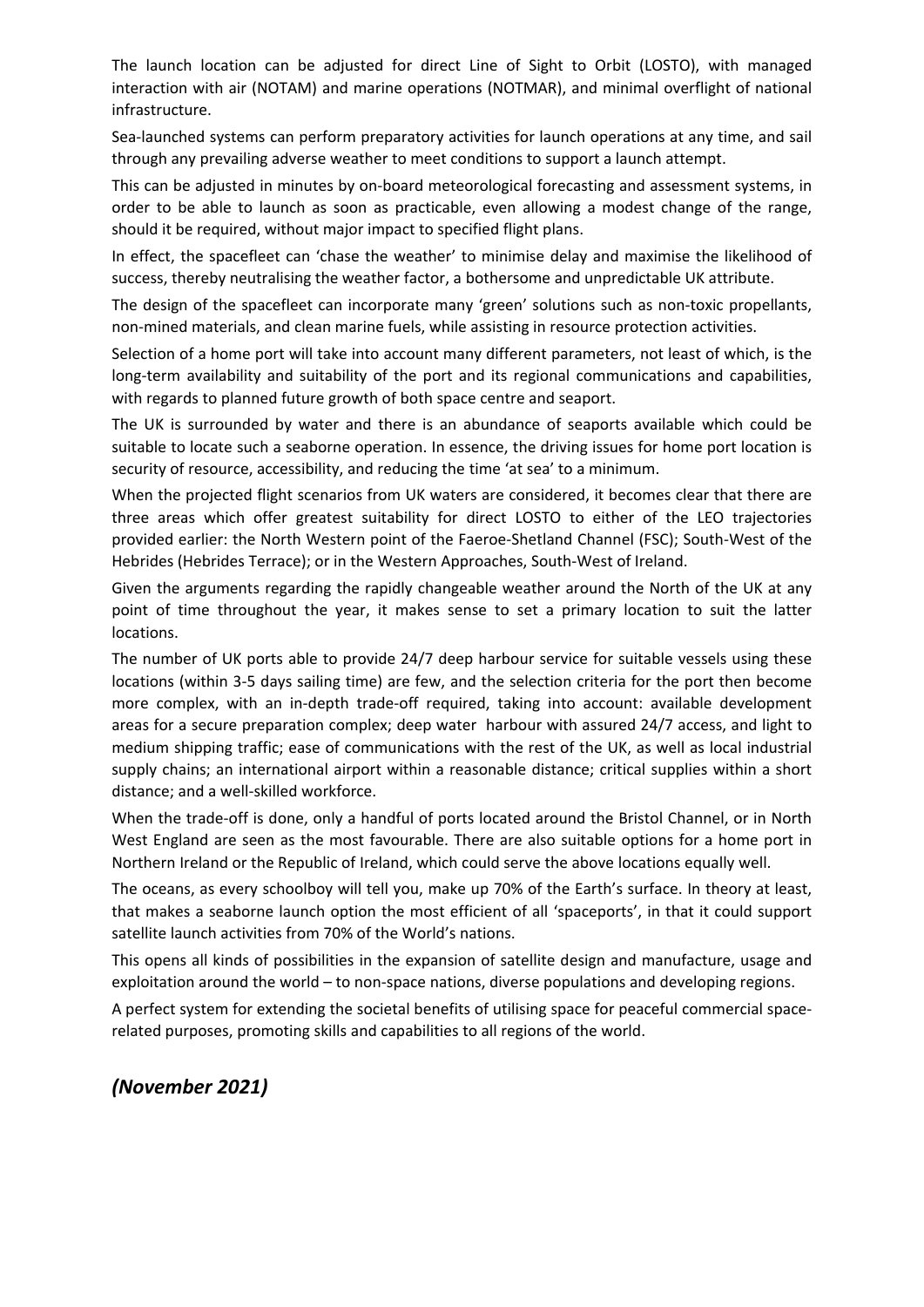The launch location can be adjusted for direct Line of Sight to Orbit (LOSTO), with managed interaction with air (NOTAM) and marine operations (NOTMAR), and minimal overflight of national infrastructure.

Sea-launched systems can perform preparatory activities for launch operations at any time, and sail through any prevailing adverse weather to meet conditions to support a launch attempt.

This can be adjusted in minutes by on-board meteorological forecasting and assessment systems, in order to be able to launch as soon as practicable, even allowing a modest change of the range, should it be required, without major impact to specified flight plans.

In effect, the spacefleet can 'chase the weather' to minimise delay and maximise the likelihood of success, thereby neutralising the weather factor, a bothersome and unpredictable UK attribute.

The design of the spacefleet can incorporate many 'green' solutions such as non-toxic propellants, non-mined materials, and clean marine fuels, while assisting in resource protection activities.

Selection of a home port will take into account many different parameters, not least of which, is the long-term availability and suitability of the port and its regional communications and capabilities, with regards to planned future growth of both space centre and seaport.

The UK is surrounded by water and there is an abundance of seaports available which could be suitable to locate such a seaborne operation. In essence, the driving issues for home port location is security of resource, accessibility, and reducing the time 'at sea' to a minimum.

When the projected flight scenarios from UK waters are considered, it becomes clear that there are three areas which offer greatest suitability for direct LOSTO to either of the LEO trajectories provided earlier: the North Western point of the Faeroe-Shetland Channel (FSC); South-West of the Hebrides (Hebrides Terrace); or in the Western Approaches, South-West of Ireland.

Given the arguments regarding the rapidly changeable weather around the North of the UK at any point of time throughout the year, it makes sense to set a primary location to suit the latter locations.

The number of UK ports able to provide 24/7 deep harbour service for suitable vessels using these locations (within 3-5 days sailing time) are few, and the selection criteria for the port then become more complex, with an in-depth trade-off required, taking into account: available development areas for a secure preparation complex; deep water harbour with assured 24/7 access, and light to medium shipping traffic; ease of communications with the rest of the UK, as well as local industrial supply chains; an international airport within a reasonable distance; critical supplies within a short distance; and a well-skilled workforce.

When the trade-off is done, only a handful of ports located around the Bristol Channel, or in North West England are seen as the most favourable. There are also suitable options for a home port in Northern Ireland or the Republic of Ireland, which could serve the above locations equally well.

The oceans, as every schoolboy will tell you, make up 70% of the Earth's surface. In theory at least, that makes a seaborne launch option the most efficient of all 'spaceports', in that it could support satellite launch activities from 70% of the World's nations.

This opens all kinds of possibilities in the expansion of satellite design and manufacture, usage and exploitation around the world – to non-space nations, diverse populations and developing regions.

A perfect system for extending the societal benefits of utilising space for peaceful commercial space-related purposes, promoting skills and capabilities to all regions of the world.

## *(November 2021)*